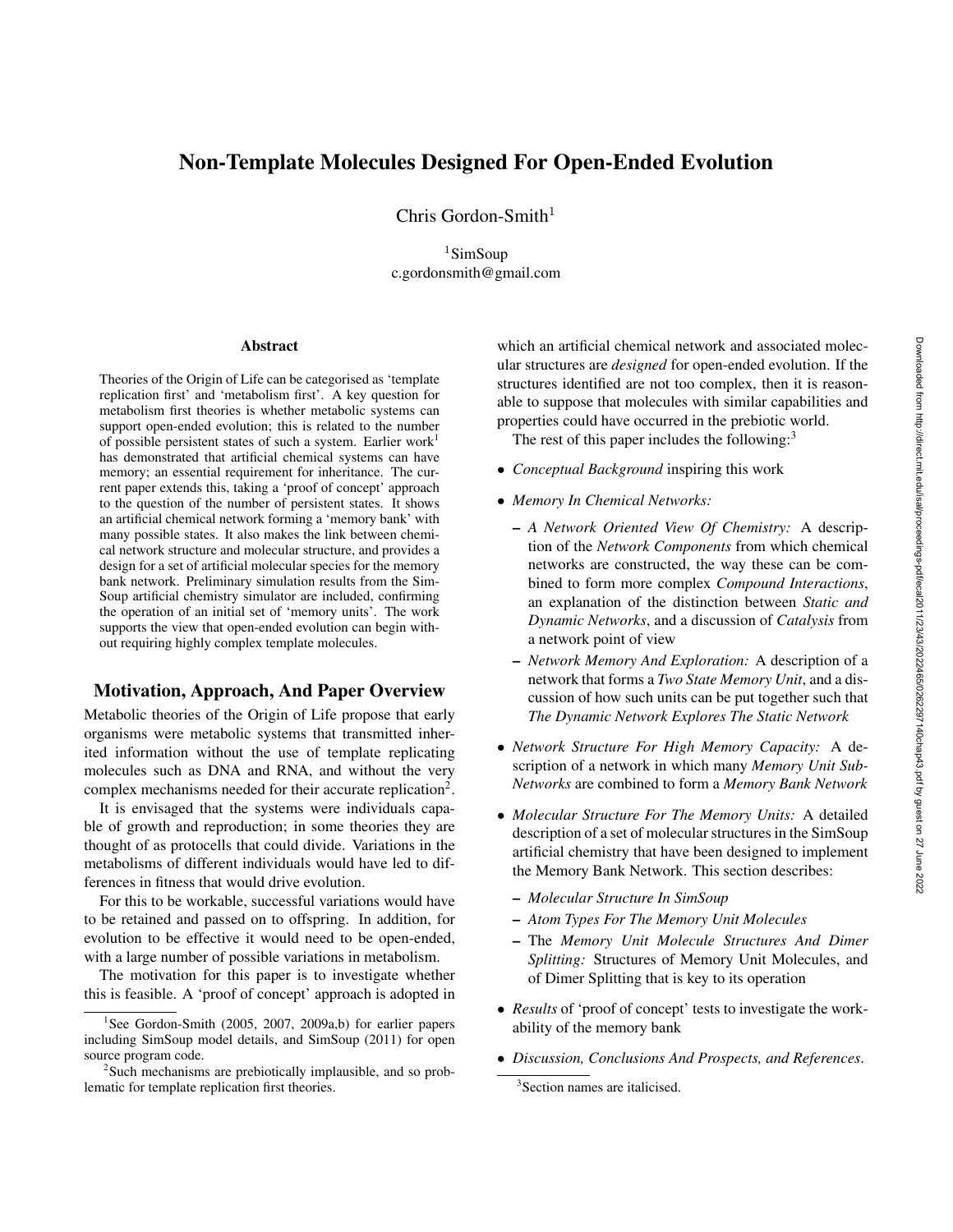# Non-Template Molecules Designed For Open-Ended Evolution

Chris Gordon-Smith[1]

[1]SimSoup
c.gordonsmith@gmail.com

## Abstract

Theories of the Origin of Life can be categorised as 'template replication first' and 'metabolism first'. A key question for metabolism first theories is whether metabolic systems can support open-ended evolution; this is related to the number of possible persistent states of such a system. Earlier work[1] has demonstrated that artificial chemical systems can have memory; an essential requirement for inheritance. The current paper extends this, taking a 'proof of concept' approach to the question of the number of persistent states. It shows an artificial chemical network forming a 'memory bank' with many possible states. It also makes the link between chemical network structure and molecular structure, and provides a design for a set of artificial molecular species for the memory bank network. Preliminary simulation results from the SimSoup artificial chemistry simulator are included, confirming the operation of an initial set of 'memory units'. The work supports the view that open-ended evolution can begin without requiring highly complex template molecules.

## Motivation, Approach, And Paper Overview

Metabolic theories of the Origin of Life propose that early organisms were metabolic systems that transmitted inherited information without the use of template replicating molecules such as DNA and RNA, and without the very complex mechanisms needed for their accurate replication[2].

It is envisaged that the systems were individuals capable of growth and reproduction; in some theories they are thought of as protocells that could divide. Variations in the metabolisms of different individuals would have led to differences in fitness that would drive evolution.

For this to be workable, successful variations would have to be retained and passed on to offspring. In addition, for evolution to be effective it would need to be open-ended, with a large number of possible variations in metabolism.

The motivation for this paper is to investigate whether this is feasible. A 'proof of concept' approach is adopted in which an artificial chemical network and associated molecular structures are *designed* for open-ended evolution. If the structures identified are not too complex, then it is reasonable to suppose that molecules with similar capabilities and properties could have occurred in the prebiotic world.

The rest of this paper includes the following:[3]

- *Conceptual Background* inspiring this work
- *Memory In Chemical Networks:*
  - *A Network Oriented View Of Chemistry:* A description of the *Network Components* from which chemical networks are constructed, the way these can be combined to form more complex *Compound Interactions*, an explanation of the distinction between *Static and Dynamic Networks*, and a discussion of *Catalysis* from a network point of view
  - *Network Memory And Exploration:* A description of a network that forms a *Two State Memory Unit*, and a discussion of how such units can be put together such that *The Dynamic Network Explores The Static Network*
- *Network Structure For High Memory Capacity:* A description of a network in which many *Memory Unit Sub-Networks* are combined to form a *Memory Bank Network*
- *Molecular Structure For The Memory Units:* A detailed description of a set of molecular structures in the SimSoup artificial chemistry that have been designed to implement the Memory Bank Network. This section describes:
  - *Molecular Structure In SimSoup*
  - *Atom Types For The Memory Unit Molecules*
  - The *Memory Unit Molecule Structures And Dimer Splitting:* Structures of Memory Unit Molecules, and of Dimer Splitting that is key to its operation
- *Results* of 'proof of concept' tests to investigate the workability of the memory bank
- *Discussion, Conclusions And Prospects, and References*.

---

[1]See Gordon-Smith (2005, 2007, 2009a,b) for earlier papers including SimSoup model details, and SimSoup (2011) for open source program code.

[2]Such mechanisms are prebiotically implausible, and so problematic for template replication first theories.

[3]Section names are italicised.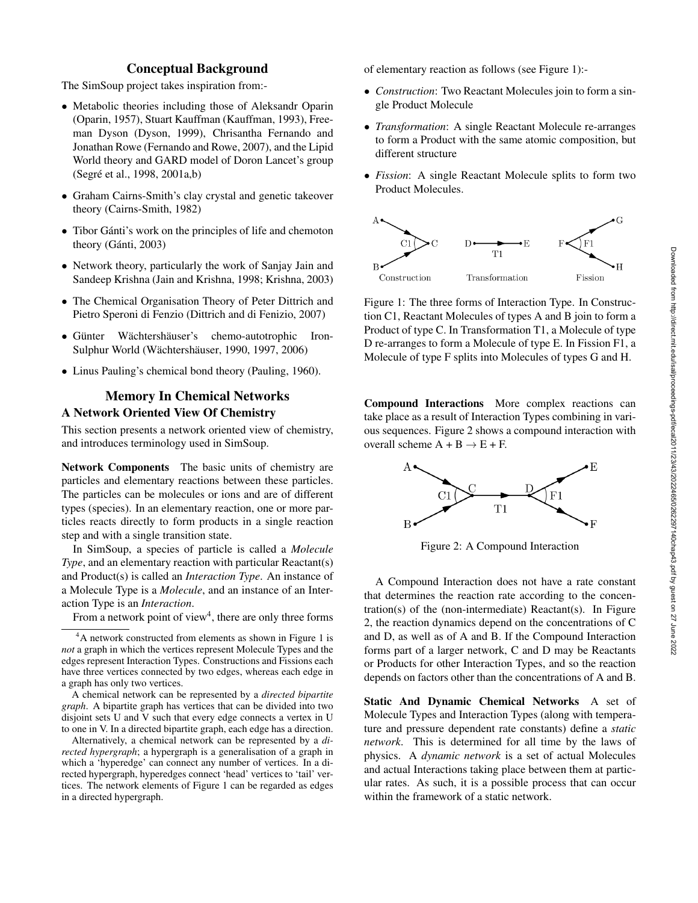## Conceptual Background

The SimSoup project takes inspiration from:-

- Metabolic theories including those of Aleksandr Oparin (Oparin, 1957), Stuart Kauffman (Kauffman, 1993), Freeman Dyson (Dyson, 1999), Chrisantha Fernando and Jonathan Rowe (Fernando and Rowe, 2007), and the Lipid World theory and GARD model of Doron Lancet's group (Segré et al., 1998, 2001a,b)
- Graham Cairns-Smith's clay crystal and genetic takeover theory (Cairns-Smith, 1982)
- Tibor Gánti's work on the principles of life and chemoton theory (Gánti, 2003)
- Network theory, particularly the work of Sanjay Jain and Sandeep Krishna (Jain and Krishna, 1998; Krishna, 2003)
- The Chemical Organisation Theory of Peter Dittrich and Pietro Speroni di Fenzio (Dittrich and di Fenizio, 2007)
- Günter Wächtershäuser's chemo-autotrophic Iron-Sulphur World (Wächtershäuser, 1990, 1997, 2006)
- Linus Pauling's chemical bond theory (Pauling, 1960).

## Memory In Chemical Networks

### A Network Oriented View Of Chemistry

This section presents a network oriented view of chemistry, and introduces terminology used in SimSoup.

**Network Components** The basic units of chemistry are particles and elementary reactions between these particles. The particles can be molecules or ions and are of different types (species). In an elementary reaction, one or more particles reacts directly to form products in a single reaction step and with a single transition state.

In SimSoup, a species of particle is called a *Molecule Type*, and an elementary reaction with particular Reactant(s) and Product(s) is called an *Interaction Type*. An instance of a Molecule Type is a *Molecule*, and an instance of an Interaction Type is an *Interaction*.

From a network point of view[4], there are only three forms of elementary reaction as follows (see Figure 1):-

- *Construction*: Two Reactant Molecules join to form a single Product Molecule
- *Transformation*: A single Reactant Molecule re-arranges to form a Product with the same atomic composition, but different structure
- *Fission*: A single Reactant Molecule splits to form two Product Molecules.

Figure 1: The three forms of Interaction Type. In Construction C1, Reactant Molecules of types A and B join to form a Product of type C. In Transformation T1, a Molecule of type D re-arranges to form a Molecule of type E. In Fission F1, a Molecule of type F splits into Molecules of types G and H.

**Compound Interactions** More complex reactions can take place as a result of Interaction Types combining in various sequences. Figure 2 shows a compound interaction with overall scheme A + B → E + F.

Figure 2: A Compound Interaction

A Compound Interaction does not have a rate constant that determines the reaction rate according to the concentration(s) of the (non-intermediate) Reactant(s). In Figure 2, the reaction dynamics depend on the concentrations of C and D, as well as of A and B. If the Compound Interaction forms part of a larger network, C and D may be Reactants or Products for other Interaction Types, and so the reaction depends on factors other than the concentrations of A and B.

**Static And Dynamic Chemical Networks** A set of Molecule Types and Interaction Types (along with temperature and pressure dependent rate constants) define a *static network*. This is determined for all time by the laws of physics. A *dynamic network* is a set of actual Molecules and actual Interactions taking place between them at particular rates. As such, it is a possible process that can occur within the framework of a static network.

---

[4] A network constructed from elements as shown in Figure 1 is *not* a graph in which the vertices represent Molecule Types and the edges represent Interaction Types. Constructions and Fissions each have three vertices connected by two edges, whereas each edge in a graph has only two vertices.

A chemical network can be represented by a *directed bipartite graph*. A bipartite graph has vertices that can be divided into two disjoint sets U and V such that every edge connects a vertex in U to one in V. In a directed bipartite graph, each edge has a direction.

Alternatively, a chemical network can be represented by a *directed hypergraph*; a hypergraph is a generalisation of a graph in which a 'hyperedge' can connect any number of vertices. In a directed hypergraph, hyperedges connect 'head' vertices to 'tail' vertices. The network elements of Figure 1 can be regarded as edges in a directed hypergraph.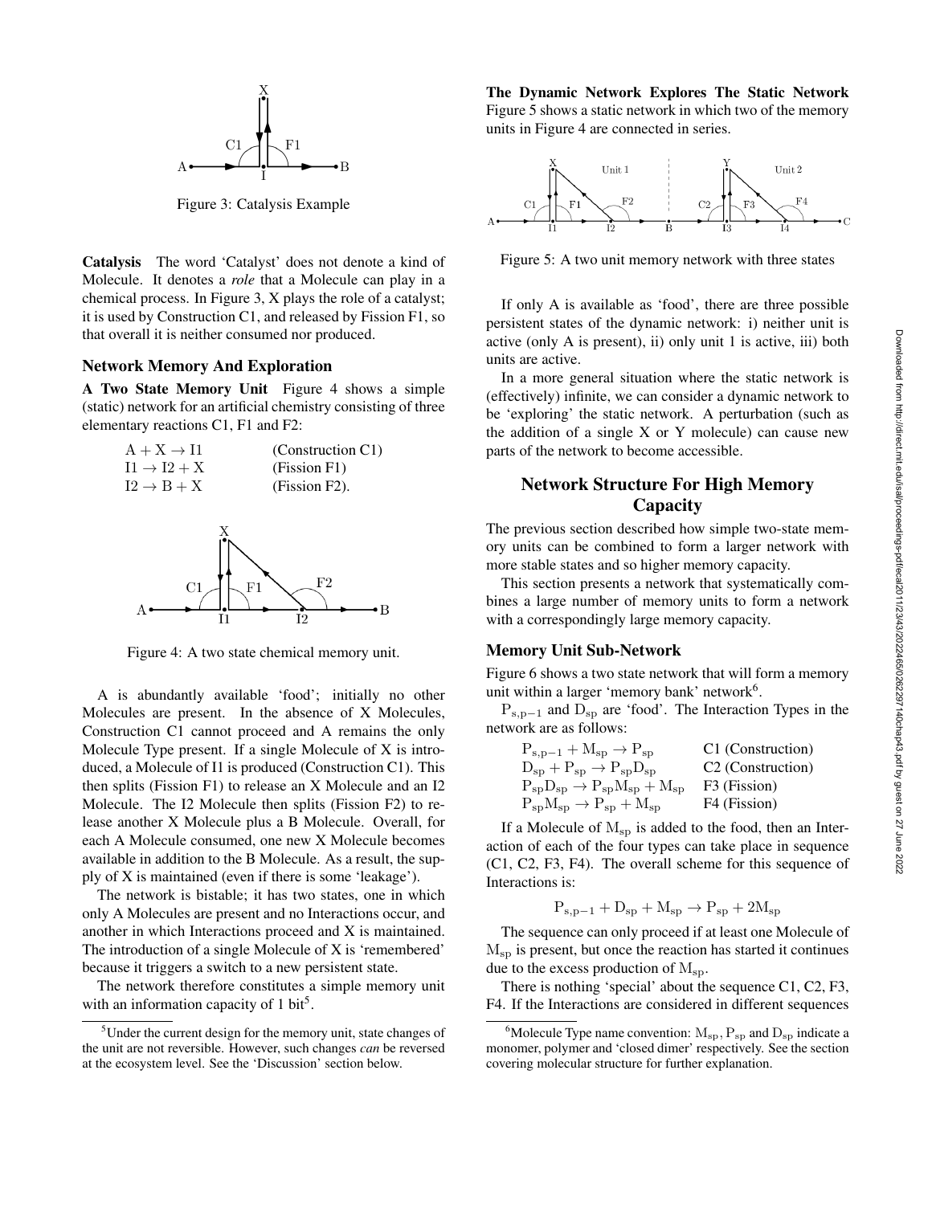Figure 3: Catalysis Example

**Catalysis** The word 'Catalyst' does not denote a kind of Molecule. It denotes a *role* that a Molecule can play in a chemical process. In Figure 3, X plays the role of a catalyst; it is used by Construction C1, and released by Fission F1, so that overall it is neither consumed nor produced.

### Network Memory And Exploration

**A Two State Memory Unit** Figure 4 shows a simple (static) network for an artificial chemistry consisting of three elementary reactions C1, F1 and F2:

| | |
|---|---|
| $A + X \rightarrow I1$ | (Construction C1) |
| $I1 \rightarrow I2 + X$ | (Fission F1) |
| $I2 \rightarrow B + X$ | (Fission F2). |

Figure 4: A two state chemical memory unit.

A is abundantly available 'food'; initially no other Molecules are present. In the absence of X Molecules, Construction C1 cannot proceed and A remains the only Molecule Type present. If a single Molecule of X is introduced, a Molecule of I1 is produced (Construction C1). This then splits (Fission F1) to release an X Molecule and an I2 Molecule. The I2 Molecule then splits (Fission F2) to release another X Molecule plus a B Molecule. Overall, for each A Molecule consumed, one new X Molecule becomes available in addition to the B Molecule. As a result, the supply of X is maintained (even if there is some 'leakage').

The network is bistable; it has two states, one in which only A Molecules are present and no Interactions occur, and another in which Interactions proceed and X is maintained. The introduction of a single Molecule of X is 'remembered' because it triggers a switch to a new persistent state.

The network therefore constitutes a simple memory unit with an information capacity of 1 bit[5].

[5] Under the current design for the memory unit, state changes of the unit are not reversible. However, such changes *can* be reversed at the ecosystem level. See the 'Discussion' section below.

**The Dynamic Network Explores The Static Network** Figure 5 shows a static network in which two of the memory units in Figure 4 are connected in series.

Figure 5: A two unit memory network with three states

If only A is available as 'food', there are three possible persistent states of the dynamic network: i) neither unit is active (only A is present), ii) only unit 1 is active, iii) both units are active.

In a more general situation where the static network is (effectively) infinite, we can consider a dynamic network to be 'exploring' the static network. A perturbation (such as the addition of a single X or Y molecule) can cause new parts of the network to become accessible.

## Network Structure For High Memory Capacity

The previous section described how simple two-state memory units can be combined to form a larger network with more stable states and so higher memory capacity.

This section presents a network that systematically combines a large number of memory units to form a network with a correspondingly large memory capacity.

### Memory Unit Sub-Network

Figure 6 shows a two state network that will form a memory unit within a larger 'memory bank' network[6].

$P_{s,p-1}$ and $D_{sp}$ are 'food'. The Interaction Types in the network are as follows:

| | |
|---|---|
| $P_{s,p-1} + M_{sp} \rightarrow P_{sp}$ | C1 (Construction) |
| $D_{sp} + P_{sp} \rightarrow P_{sp}D_{sp}$ | C2 (Construction) |
| $P_{sp}D_{sp} \rightarrow P_{sp}M_{sp} + M_{sp}$ | F3 (Fission) |
| $P_{sp}M_{sp} \rightarrow P_{sp} + M_{sp}$ | F4 (Fission) |

If a Molecule of $M_{sp}$ is added to the food, then an Interaction of each of the four types can take place in sequence (C1, C2, F3, F4). The overall scheme for this sequence of Interactions is:

$$P_{s,p-1} + D_{sp} + M_{sp} \rightarrow P_{sp} + 2M_{sp}$$

The sequence can only proceed if at least one Molecule of $M_{sp}$ is present, but once the reaction has started it continues due to the excess production of $M_{sp}$.

There is nothing 'special' about the sequence C1, C2, F3, F4. If the Interactions are considered in different sequences

[6] Molecule Type name convention: $M_{sp}$, $P_{sp}$ and $D_{sp}$ indicate a monomer, polymer and 'closed dimer' respectively. See the section covering molecular structure for further explanation.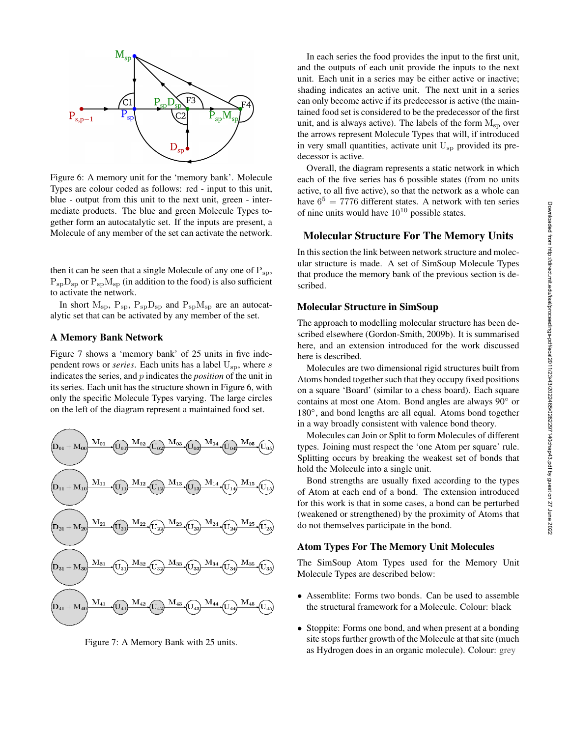Figure 6: A memory unit for the 'memory bank'. Molecule Types are colour coded as follows: red - input to this unit, blue - output from this unit to the next unit, green - intermediate products. The blue and green Molecule Types together form an autocatalytic set. If the inputs are present, a Molecule of any member of the set can activate the network.

then it can be seen that a single Molecule of any one of $P_{sp}$, $P_{sp}D_{sp}$ or $P_{sp}M_{sp}$ (in addition to the food) is also sufficient to activate the network.

In short $M_{sp}$, $P_{sp}$, $P_{sp}D_{sp}$ and $P_{sp}M_{sp}$ are an autocatalytic set that can be activated by any member of the set.

## A Memory Bank Network

Figure 7 shows a 'memory bank' of 25 units in five independent rows or *series*. Each units has a label $U_{sp}$, where $s$ indicates the series, and $p$ indicates the *position* of the unit in its series. Each unit has the structure shown in Figure 6, with only the specific Molecule Types varying. The large circles on the left of the diagram represent a maintained food set.

Figure 7: A Memory Bank with 25 units.

In each series the food provides the input to the first unit, and the outputs of each unit provide the inputs to the next unit. Each unit in a series may be either active or inactive; shading indicates an active unit. The next unit in a series can only become active if its predecessor is active (the maintained food set is considered to be the predecessor of the first unit, and is always active). The labels of the form $M_{sp}$ over the arrows represent Molecule Types that will, if introduced in very small quantities, activate unit $U_{sp}$ provided its predecessor is active.

Overall, the diagram represents a static network in which each of the five series has 6 possible states (from no units active, to all five active), so that the network as a whole can have $6^5 = 7776$ different states. A network with ten series of nine units would have $10^{10}$ possible states.

# Molecular Structure For The Memory Units

In this section the link between network structure and molecular structure is made. A set of SimSoup Molecule Types that produce the memory bank of the previous section is described.

## Molecular Structure in SimSoup

The approach to modelling molecular structure has been described elsewhere (Gordon-Smith, 2009b). It is summarised here, and an extension introduced for the work discussed here is described.

Molecules are two dimensional rigid structures built from Atoms bonded together such that they occupy fixed positions on a square 'Board' (similar to a chess board). Each square contains at most one Atom. Bond angles are always 90° or 180°, and bond lengths are all equal. Atoms bond together in a way broadly consistent with valence bond theory.

Molecules can Join or Split to form Molecules of different types. Joining must respect the 'one Atom per square' rule. Splitting occurs by breaking the weakest set of bonds that hold the Molecule into a single unit.

Bond strengths are usually fixed according to the types of Atom at each end of a bond. The extension introduced for this work is that in some cases, a bond can be perturbed (weakened or strengthened) by the proximity of Atoms that do not themselves participate in the bond.

## Atom Types For The Memory Unit Molecules

The SimSoup Atom Types used for the Memory Unit Molecule Types are described below:

- Assemblite: Forms two bonds. Can be used to assemble the structural framework for a Molecule. Colour: black
- Stoppite: Forms one bond, and when present at a bonding site stops further growth of the Molecule at that site (much as Hydrogen does in an organic molecule). Colour: grey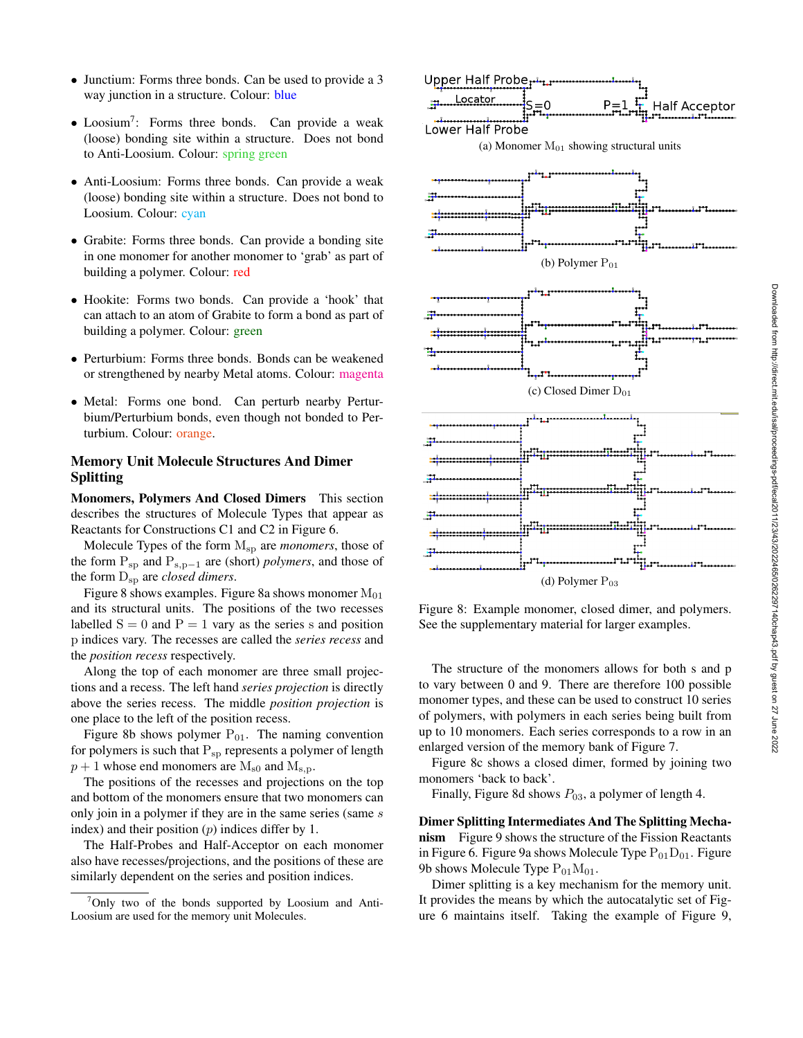- Junctium: Forms three bonds. Can be used to provide a 3 way junction in a structure. Colour: blue
- Loosium[7]: Forms three bonds. Can provide a weak (loose) bonding site within a structure. Does not bond to Anti-Loosium. Colour: spring green
- Anti-Loosium: Forms three bonds. Can provide a weak (loose) bonding site within a structure. Does not bond to Loosium. Colour: cyan
- Grabite: Forms three bonds. Can provide a bonding site in one monomer for another monomer to 'grab' as part of building a polymer. Colour: red
- Hookite: Forms two bonds. Can provide a 'hook' that can attach to an atom of Grabite to form a bond as part of building a polymer. Colour: green
- Perturbium: Forms three bonds. Bonds can be weakened or strengthened by nearby Metal atoms. Colour: magenta
- Metal: Forms one bond. Can perturb nearby Perturbium/Perturbium bonds, even though not bonded to Perturbium. Colour: orange.

## Memory Unit Molecule Structures And Dimer Splitting

**Monomers, Polymers And Closed Dimers** This section describes the structures of Molecule Types that appear as Reactants for Constructions C1 and C2 in Figure 6.

Molecule Types of the form $\mathrm{M_{sp}}$ are *monomers*, those of the form $\mathrm{P_{sp}}$ and $\mathrm{P_{s,p-1}}$ are (short) *polymers*, and those of the form $\mathrm{D_{sp}}$ are *closed dimers*.

Figure 8 shows examples. Figure 8a shows monomer $\mathrm{M_{01}}$ and its structural units. The positions of the two recesses labelled $\mathrm{S} = 0$ and $\mathrm{P} = 1$ vary as the series s and position p indices vary. The recesses are called the *series recess* and the *position recess* respectively.

Along the top of each monomer are three small projections and a recess. The left hand *series projection* is directly above the series recess. The middle *position projection* is one place to the left of the position recess.

Figure 8b shows polymer $\mathrm{P_{01}}$. The naming convention for polymers is such that $\mathrm{P_{sp}}$ represents a polymer of length $p + 1$ whose end monomers are $\mathrm{M_{s0}}$ and $\mathrm{M_{s,p}}$.

The positions of the recesses and projections on the top and bottom of the monomers ensure that two monomers can only join in a polymer if they are in the same series (same $s$ index) and their position ($p$) indices differ by 1.

The Half-Probes and Half-Acceptor on each monomer also have recesses/projections, and the positions of these are similarly dependent on the series and position indices.

[7] Only two of the bonds supported by Loosium and Anti-Loosium are used for the memory unit Molecules.

(a) Monomer $\mathrm{M_{01}}$ showing structural units

(b) Polymer $\mathrm{P_{01}}$

(c) Closed Dimer $\mathrm{D_{01}}$

(d) Polymer $\mathrm{P_{03}}$

Figure 8: Example monomer, closed dimer, and polymers. See the supplementary material for larger examples.

The structure of the monomers allows for both s and p to vary between 0 and 9. There are therefore 100 possible monomer types, and these can be used to construct 10 series of polymers, with polymers in each series being built from up to 10 monomers. Each series corresponds to a row in an enlarged version of the memory bank of Figure 7.

Figure 8c shows a closed dimer, formed by joining two monomers 'back to back'.

Finally, Figure 8d shows $P_{03}$, a polymer of length 4.

**Dimer Splitting Intermediates And The Splitting Mechanism** Figure 9 shows the structure of the Fission Reactants in Figure 6. Figure 9a shows Molecule Type $\mathrm{P_{01}D_{01}}$. Figure 9b shows Molecule Type $\mathrm{P_{01}M_{01}}$.

Dimer splitting is a key mechanism for the memory unit. It provides the means by which the autocatalytic set of Figure 6 maintains itself. Taking the example of Figure 9,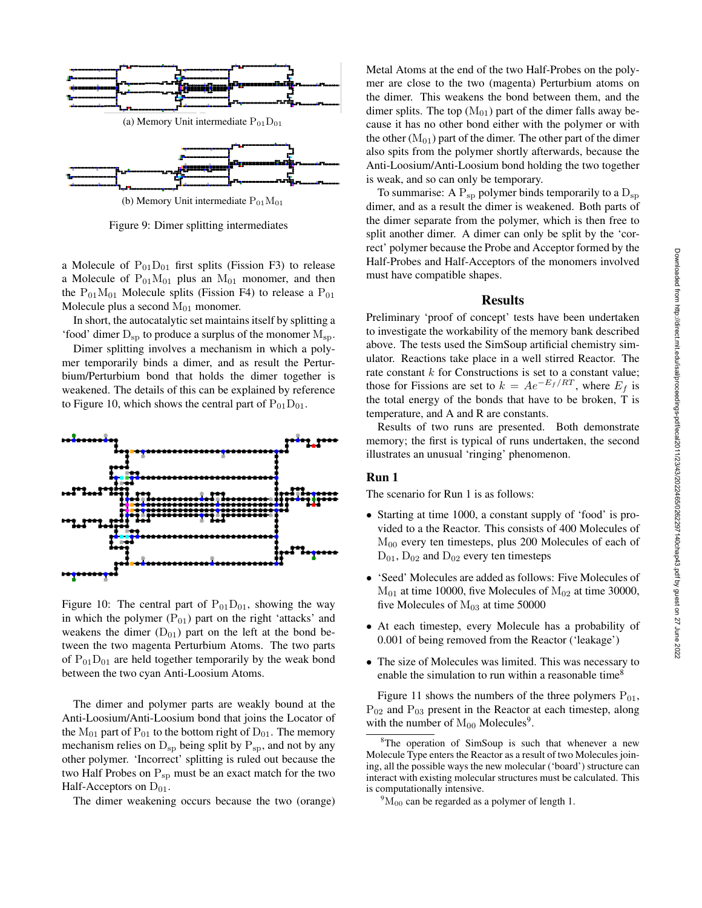(a) Memory Unit intermediate $P_{01}D_{01}$

(b) Memory Unit intermediate $P_{01}M_{01}$

Figure 9: Dimer splitting intermediates

a Molecule of $P_{01}D_{01}$ first splits (Fission F3) to release a Molecule of $P_{01}M_{01}$ plus an $M_{01}$ monomer, and then the $P_{01}M_{01}$ Molecule splits (Fission F4) to release a $P_{01}$ Molecule plus a second $M_{01}$ monomer.

In short, the autocatalytic set maintains itself by splitting a 'food' dimer $D_{sp}$ to produce a surplus of the monomer $M_{sp}$.

Dimer splitting involves a mechanism in which a polymer temporarily binds a dimer, and as result the Perturbium/Perturbium bond that holds the dimer together is weakened. The details of this can be explained by reference to Figure 10, which shows the central part of $P_{01}D_{01}$.

Figure 10: The central part of $P_{01}D_{01}$, showing the way in which the polymer ($P_{01}$) part on the right 'attacks' and weakens the dimer ($D_{01}$) part on the left at the bond between the two magenta Perturbium Atoms. The two parts of $P_{01}D_{01}$ are held together temporarily by the weak bond between the two cyan Anti-Loosium Atoms.

The dimer and polymer parts are weakly bound at the Anti-Loosium/Anti-Loosium bond that joins the Locator of the $M_{01}$ part of $P_{01}$ to the bottom right of $D_{01}$. The memory mechanism relies on $D_{sp}$ being split by $P_{sp}$, and not by any other polymer. 'Incorrect' splitting is ruled out because the two Half Probes on $P_{sp}$ must be an exact match for the two Half-Acceptors on $D_{01}$.

The dimer weakening occurs because the two (orange) Metal Atoms at the end of the two Half-Probes on the polymer are close to the two (magenta) Perturbium atoms on the dimer. This weakens the bond between them, and the dimer splits. The top ($M_{01}$) part of the dimer falls away because it has no other bond either with the polymer or with the other ($M_{01}$) part of the dimer. The other part of the dimer also spits from the polymer shortly afterwards, because the Anti-Loosium/Anti-Loosium bond holding the two together is weak, and so can only be temporary.

To summarise: A $P_{sp}$ polymer binds temporarily to a $D_{sp}$ dimer, and as a result the dimer is weakened. Both parts of the dimer separate from the polymer, which is then free to split another dimer. A dimer can only be split by the 'correct' polymer because the Probe and Acceptor formed by the Half-Probes and Half-Acceptors of the monomers involved must have compatible shapes.

## Results

Preliminary 'proof of concept' tests have been undertaken to investigate the workability of the memory bank described above. The tests used the SimSoup artificial chemistry simulator. Reactions take place in a well stirred Reactor. The rate constant $k$ for Constructions is set to a constant value; those for Fissions are set to $k = Ae^{-E_f/RT}$, where $E_f$ is the total energy of the bonds that have to be broken, T is temperature, and A and R are constants.

Results of two runs are presented. Both demonstrate memory; the first is typical of runs undertaken, the second illustrates an unusual 'ringing' phenomenon.

### Run 1

The scenario for Run 1 is as follows:

- Starting at time 1000, a constant supply of 'food' is provided to a the Reactor. This consists of 400 Molecules of $M_{00}$ every ten timesteps, plus 200 Molecules of each of $D_{01}$, $D_{02}$ and $D_{02}$ every ten timesteps
- 'Seed' Molecules are added as follows: Five Molecules of $M_{01}$ at time 10000, five Molecules of $M_{02}$ at time 30000, five Molecules of $M_{03}$ at time 50000
- At each timestep, every Molecule has a probability of 0.001 of being removed from the Reactor ('leakage')
- The size of Molecules was limited. This was necessary to enable the simulation to run within a reasonable time[8]

Figure 11 shows the numbers of the three polymers $P_{01}$, $P_{02}$ and $P_{03}$ present in the Reactor at each timestep, along with the number of $M_{00}$ Molecules[9].

[8] The operation of SimSoup is such that whenever a new Molecule Type enters the Reactor as a result of two Molecules joining, all the possible ways the new molecular ('board') structure can interact with existing molecular structures must be calculated. This is computationally intensive.

[9] $M_{00}$ can be regarded as a polymer of length 1.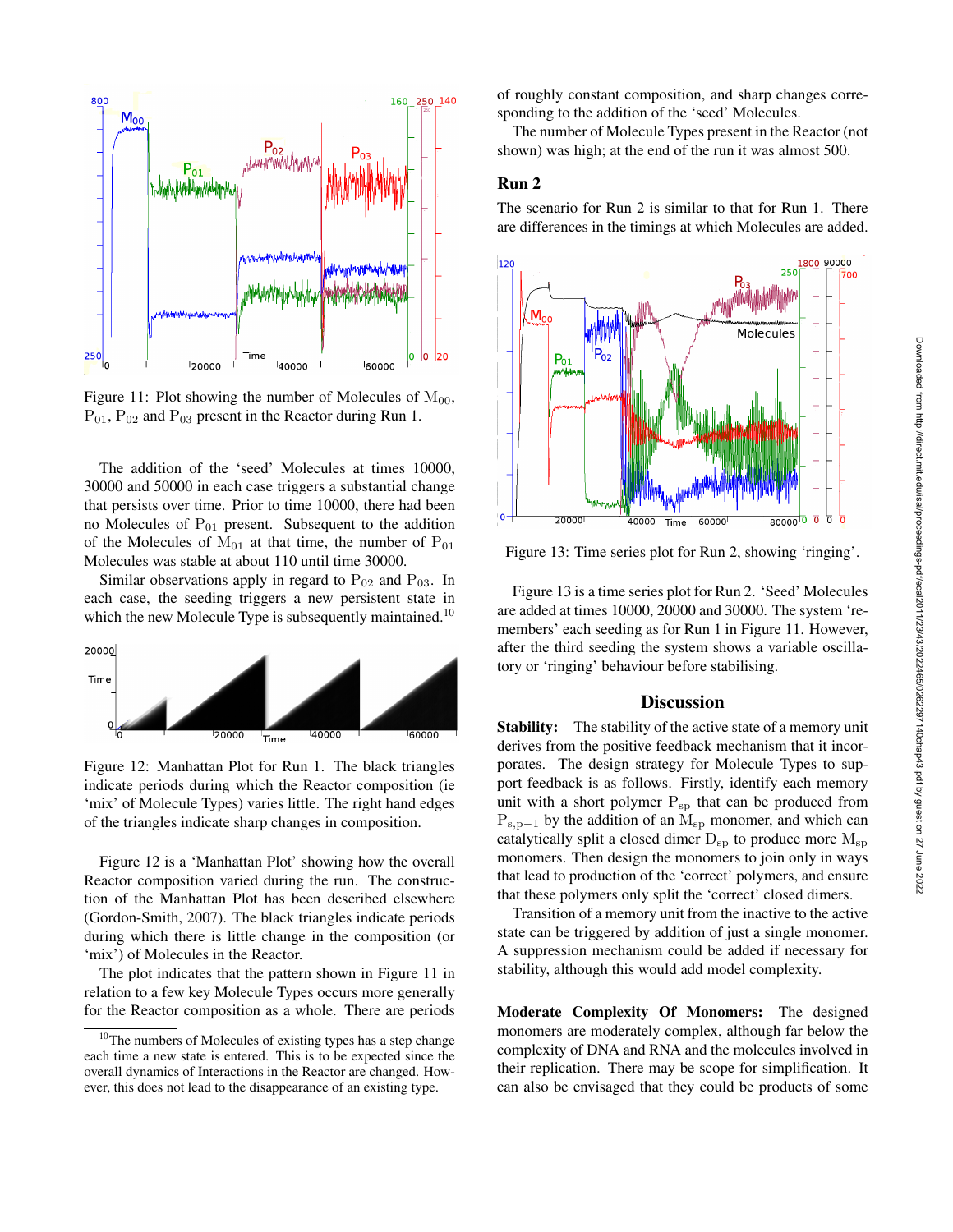Figure 11: Plot showing the number of Molecules of $M_{00}$, $P_{01}$, $P_{02}$ and $P_{03}$ present in the Reactor during Run 1.

The addition of the 'seed' Molecules at times 10000, 30000 and 50000 in each case triggers a substantial change that persists over time. Prior to time 10000, there had been no Molecules of $P_{01}$ present. Subsequent to the addition of the Molecules of $M_{01}$ at that time, the number of $P_{01}$ Molecules was stable at about 110 until time 30000.

Similar observations apply in regard to $P_{02}$ and $P_{03}$. In each case, the seeding triggers a new persistent state in which the new Molecule Type is subsequently maintained.[10]

Figure 12: Manhattan Plot for Run 1. The black triangles indicate periods during which the Reactor composition (ie 'mix' of Molecule Types) varies little. The right hand edges of the triangles indicate sharp changes in composition.

Figure 12 is a 'Manhattan Plot' showing how the overall Reactor composition varied during the run. The construction of the Manhattan Plot has been described elsewhere (Gordon-Smith, 2007). The black triangles indicate periods during which there is little change in the composition (or 'mix') of Molecules in the Reactor.

The plot indicates that the pattern shown in Figure 11 in relation to a few key Molecule Types occurs more generally for the Reactor composition as a whole. There are periods of roughly constant composition, and sharp changes corresponding to the addition of the 'seed' Molecules.

The number of Molecule Types present in the Reactor (not shown) was high; at the end of the run it was almost 500.

[10] The numbers of Molecules of existing types has a step change each time a new state is entered. This is to be expected since the overall dynamics of Interactions in the Reactor are changed. However, this does not lead to the disappearance of an existing type.

## Run 2

The scenario for Run 2 is similar to that for Run 1. There are differences in the timings at which Molecules are added.

Figure 13: Time series plot for Run 2, showing 'ringing'.

Figure 13 is a time series plot for Run 2. 'Seed' Molecules are added at times 10000, 20000 and 30000. The system 'remembers' each seeding as for Run 1 in Figure 11. However, after the third seeding the system shows a variable oscillatory or 'ringing' behaviour before stabilising.

## Discussion

**Stability:** The stability of the active state of a memory unit derives from the positive feedback mechanism that it incorporates. The design strategy for Molecule Types to support feedback is as follows. Firstly, identify each memory unit with a short polymer $P_{sp}$ that can be produced from $P_{s,p-1}$ by the addition of an $M_{sp}$ monomer, and which can catalytically split a closed dimer $D_{sp}$ to produce more $M_{sp}$ monomers. Then design the monomers to join only in ways that lead to production of the 'correct' polymers, and ensure that these polymers only split the 'correct' closed dimers.

Transition of a memory unit from the inactive to the active state can be triggered by addition of just a single monomer. A suppression mechanism could be added if necessary for stability, although this would add model complexity.

**Moderate Complexity Of Monomers:** The designed monomers are moderately complex, although far below the complexity of DNA and RNA and the molecules involved in their replication. There may be scope for simplification. It can also be envisaged that they could be products of some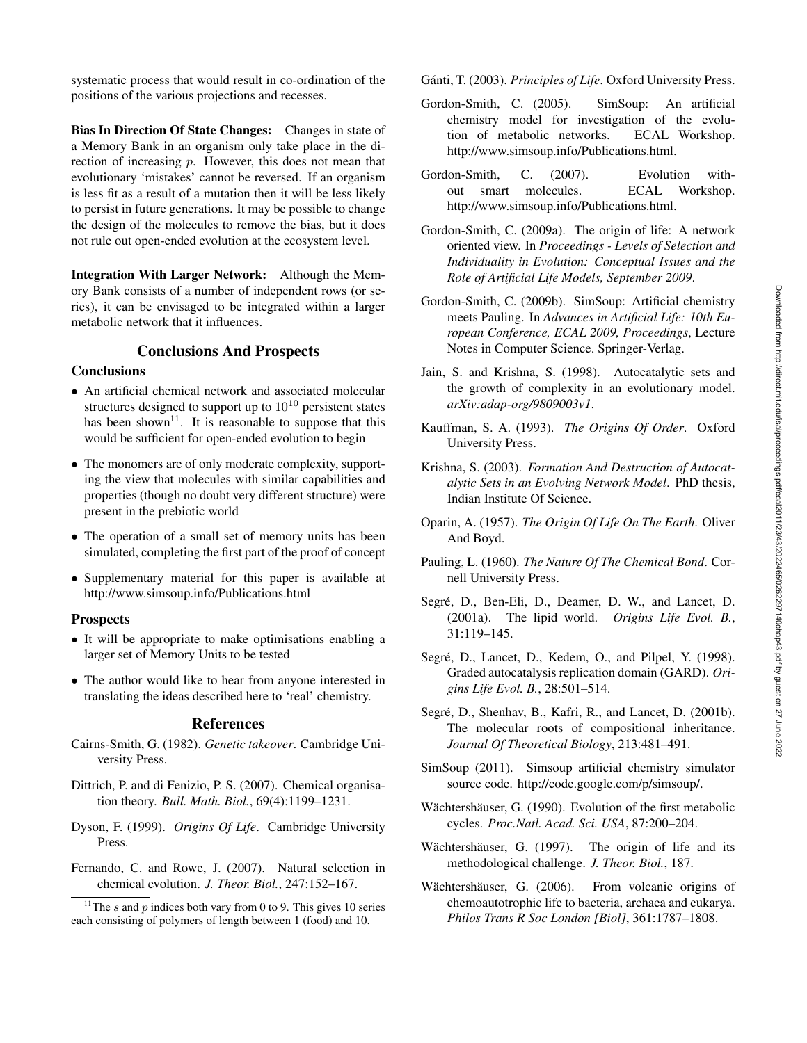systematic process that would result in co-ordination of the positions of the various projections and recesses.

**Bias In Direction Of State Changes:** Changes in state of a Memory Bank in an organism only take place in the direction of increasing $p$. However, this does not mean that evolutionary 'mistakes' cannot be reversed. If an organism is less fit as a result of a mutation then it will be less likely to persist in future generations. It may be possible to change the design of the molecules to remove the bias, but it does not rule out open-ended evolution at the ecosystem level.

**Integration With Larger Network:** Although the Memory Bank consists of a number of independent rows (or series), it can be envisaged to be integrated within a larger metabolic network that it influences.

## Conclusions And Prospects

### Conclusions

- An artificial chemical network and associated molecular structures designed to support up to $10^{10}$ persistent states has been shown[11]. It is reasonable to suppose that this would be sufficient for open-ended evolution to begin
- The monomers are of only moderate complexity, supporting the view that molecules with similar capabilities and properties (though no doubt very different structure) were present in the prebiotic world
- The operation of a small set of memory units has been simulated, completing the first part of the proof of concept
- Supplementary material for this paper is available at http://www.simsoup.info/Publications.html

### Prospects

- It will be appropriate to make optimisations enabling a larger set of Memory Units to be tested
- The author would like to hear from anyone interested in translating the ideas described here to 'real' chemistry.

[11] The $s$ and $p$ indices both vary from 0 to 9. This gives 10 series each consisting of polymers of length between 1 (food) and 10.

## References

Cairns-Smith, G. (1982). *Genetic takeover*. Cambridge University Press.

Dittrich, P. and di Fenizio, P. S. (2007). Chemical organisation theory. *Bull. Math. Biol.*, 69(4):1199–1231.

Dyson, F. (1999). *Origins Of Life*. Cambridge University Press.

Fernando, C. and Rowe, J. (2007). Natural selection in chemical evolution. *J. Theor. Biol.*, 247:152–167.

Gánti, T. (2003). *Principles of Life*. Oxford University Press.

Gordon-Smith, C. (2005). SimSoup: An artificial chemistry model for investigation of the evolution of metabolic networks. ECAL Workshop. http://www.simsoup.info/Publications.html.

Gordon-Smith, C. (2007). Evolution without smart molecules. ECAL Workshop. http://www.simsoup.info/Publications.html.

Gordon-Smith, C. (2009a). The origin of life: A network oriented view. In *Proceedings - Levels of Selection and Individuality in Evolution: Conceptual Issues and the Role of Artificial Life Models, September 2009*.

Gordon-Smith, C. (2009b). SimSoup: Artificial chemistry meets Pauling. In *Advances in Artificial Life: 10th European Conference, ECAL 2009, Proceedings*, Lecture Notes in Computer Science. Springer-Verlag.

Jain, S. and Krishna, S. (1998). Autocatalytic sets and the growth of complexity in an evolutionary model. *arXiv:adap-org/9809003v1*.

Kauffman, S. A. (1993). *The Origins Of Order*. Oxford University Press.

Krishna, S. (2003). *Formation And Destruction of Autocatalytic Sets in an Evolving Network Model*. PhD thesis, Indian Institute Of Science.

Oparin, A. (1957). *The Origin Of Life On The Earth*. Oliver And Boyd.

Pauling, L. (1960). *The Nature Of The Chemical Bond*. Cornell University Press.

Segré, D., Ben-Eli, D., Deamer, D. W., and Lancet, D. (2001a). The lipid world. *Origins Life Evol. B.*, 31:119–145.

Segré, D., Lancet, D., Kedem, O., and Pilpel, Y. (1998). Graded autocatalysis replication domain (GARD). *Origins Life Evol. B.*, 28:501–514.

Segré, D., Shenhav, B., Kafri, R., and Lancet, D. (2001b). The molecular roots of compositional inheritance. *Journal Of Theoretical Biology*, 213:481–491.

SimSoup (2011). Simsoup artificial chemistry simulator source code. http://code.google.com/p/simsoup/.

Wächtershäuser, G. (1990). Evolution of the first metabolic cycles. *Proc.Natl. Acad. Sci. USA*, 87:200–204.

Wächtershäuser, G. (1997). The origin of life and its methodological challenge. *J. Theor. Biol.*, 187.

Wächtershäuser, G. (2006). From volcanic origins of chemoautotrophic life to bacteria, archaea and eukarya. *Philos Trans R Soc London [Biol]*, 361:1787–1808.